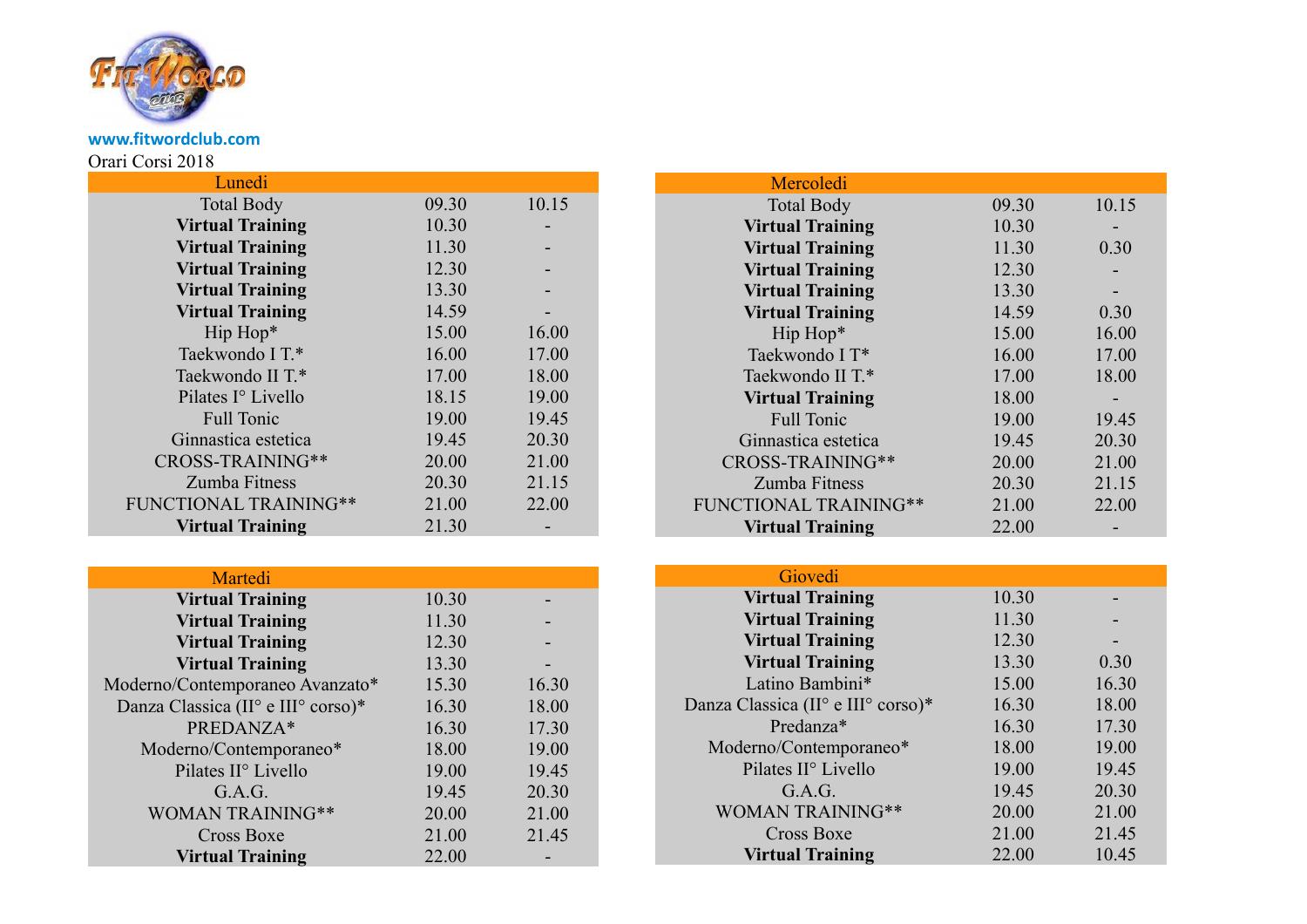www.fitwordclub.com

Orari Corsi 2018

| Lunedi | | |
|---|---|---|
| Total Body | 09.30 | 10.15 |
| **Virtual Training** | 10.30 | - |
| **Virtual Training** | 11.30 | - |
| **Virtual Training** | 12.30 | - |
| **Virtual Training** | 13.30 | - |
| **Virtual Training** | 14.59 | - |
| Hip Hop* | 15.00 | 16.00 |
| Taekwondo I T.* | 16.00 | 17.00 |
| Taekwondo II T.* | 17.00 | 18.00 |
| Pilates I° Livello | 18.15 | 19.00 |
| Full Tonic | 19.00 | 19.45 |
| Ginnastica estetica | 19.45 | 20.30 |
| CROSS-TRAINING** | 20.00 | 21.00 |
| Zumba Fitness | 20.30 | 21.15 |
| FUNCTIONAL TRAINING** | 21.00 | 22.00 |
| **Virtual Training** | 21.30 | - |

| Mercoledi | | |
|---|---|---|
| Total Body | 09.30 | 10.15 |
| **Virtual Training** | 10.30 | - |
| **Virtual Training** | 11.30 | 0.30 |
| **Virtual Training** | 12.30 | - |
| **Virtual Training** | 13.30 | - |
| **Virtual Training** | 14.59 | 0.30 |
| Hip Hop* | 15.00 | 16.00 |
| Taekwondo I T* | 16.00 | 17.00 |
| Taekwondo II T.* | 17.00 | 18.00 |
| **Virtual Training** | 18.00 | - |
| Full Tonic | 19.00 | 19.45 |
| Ginnastica estetica | 19.45 | 20.30 |
| CROSS-TRAINING** | 20.00 | 21.00 |
| Zumba Fitness | 20.30 | 21.15 |
| FUNCTIONAL TRAINING** | 21.00 | 22.00 |
| **Virtual Training** | 22.00 | - |

| Martedi | | |
|---|---|---|
| **Virtual Training** | 10.30 | - |
| **Virtual Training** | 11.30 | - |
| **Virtual Training** | 12.30 | - |
| **Virtual Training** | 13.30 | - |
| Moderno/Contemporaneo Avanzato* | 15.30 | 16.30 |
| Danza Classica (II° e III° corso)* | 16.30 | 18.00 |
| PREDANZA* | 16.30 | 17.30 |
| Moderno/Contemporaneo* | 18.00 | 19.00 |
| Pilates II° Livello | 19.00 | 19.45 |
| G.A.G. | 19.45 | 20.30 |
| WOMAN TRAINING** | 20.00 | 21.00 |
| Cross Boxe | 21.00 | 21.45 |
| **Virtual Training** | 22.00 | - |

| Giovedi | | |
|---|---|---|
| **Virtual Training** | 10.30 | - |
| **Virtual Training** | 11.30 | - |
| **Virtual Training** | 12.30 | - |
| **Virtual Training** | 13.30 | 0.30 |
| Latino Bambini* | 15.00 | 16.30 |
| Danza Classica (II° e III° corso)* | 16.30 | 18.00 |
| Predanza* | 16.30 | 17.30 |
| Moderno/Contemporaneo* | 18.00 | 19.00 |
| Pilates II° Livello | 19.00 | 19.45 |
| G.A.G. | 19.45 | 20.30 |
| WOMAN TRAINING** | 20.00 | 21.00 |
| Cross Boxe | 21.00 | 21.45 |
| **Virtual Training** | 22.00 | 10.45 |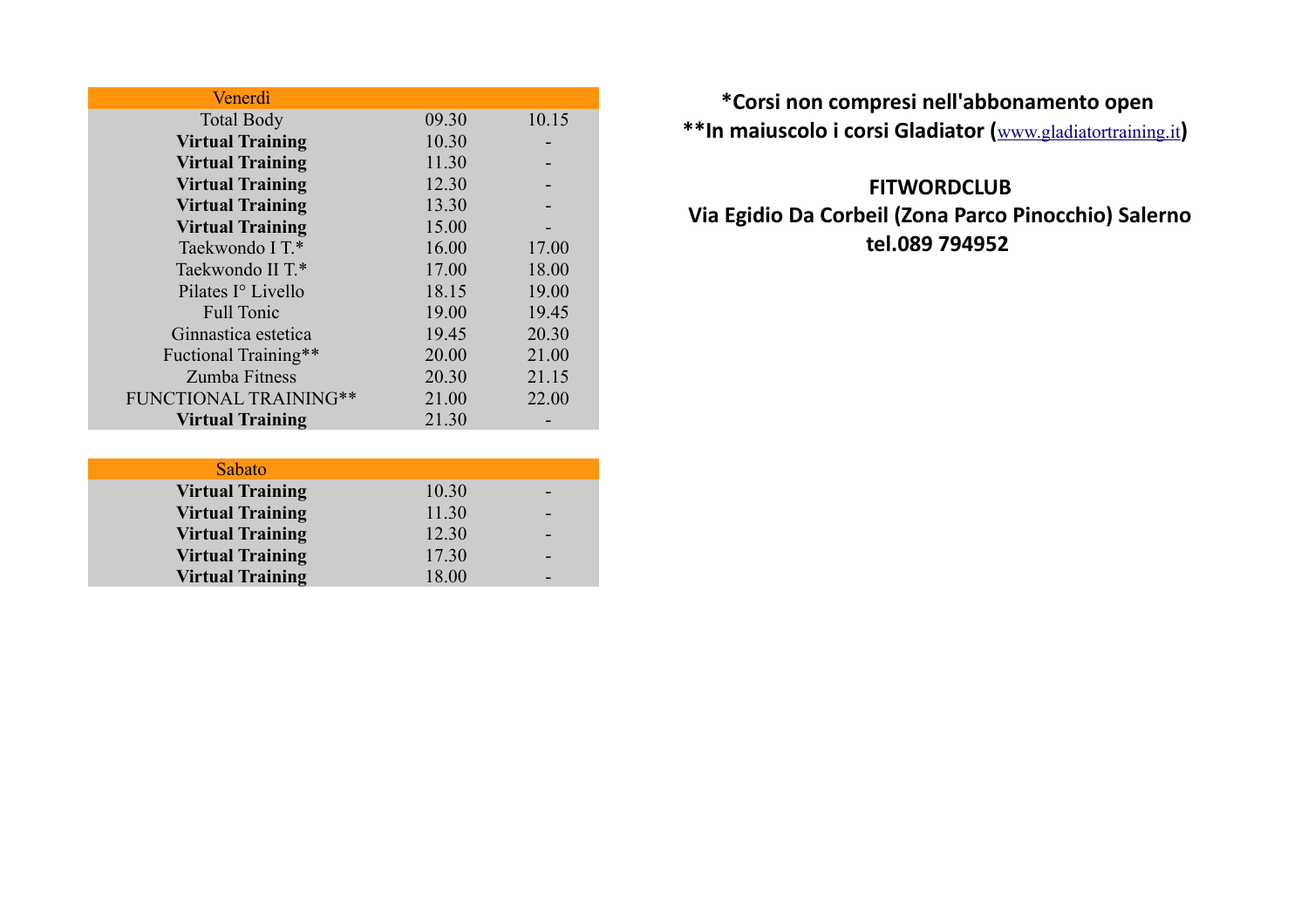| Venerdì | | |
|---|---|---|
| Total Body | 09.30 | 10.15 |
| **Virtual Training** | 10.30 | - |
| **Virtual Training** | 11.30 | - |
| **Virtual Training** | 12.30 | - |
| **Virtual Training** | 13.30 | - |
| **Virtual Training** | 15.00 | - |
| Taekwondo I T.* | 16.00 | 17.00 |
| Taekwondo II T.* | 17.00 | 18.00 |
| Pilates I° Livello | 18.15 | 19.00 |
| Full Tonic | 19.00 | 19.45 |
| Ginnastica estetica | 19.45 | 20.30 |
| Fuctional Training** | 20.00 | 21.00 |
| Zumba Fitness | 20.30 | 21.15 |
| FUNCTIONAL TRAINING** | 21.00 | 22.00 |
| **Virtual Training** | 21.30 | - |

| Sabato | | |
|---|---|---|
| **Virtual Training** | 10.30 | - |
| **Virtual Training** | 11.30 | - |
| **Virtual Training** | 12.30 | - |
| **Virtual Training** | 17.30 | - |
| **Virtual Training** | 18.00 | - |

**\*Corsi non compresi nell'abbonamento open**
**\*\*In maiuscolo i corsi Gladiator (www.gladiatortraining.it)**

**FITWORDCLUB**
**Via Egidio Da Corbeil (Zona Parco Pinocchio) Salerno**
**tel.089 794952**